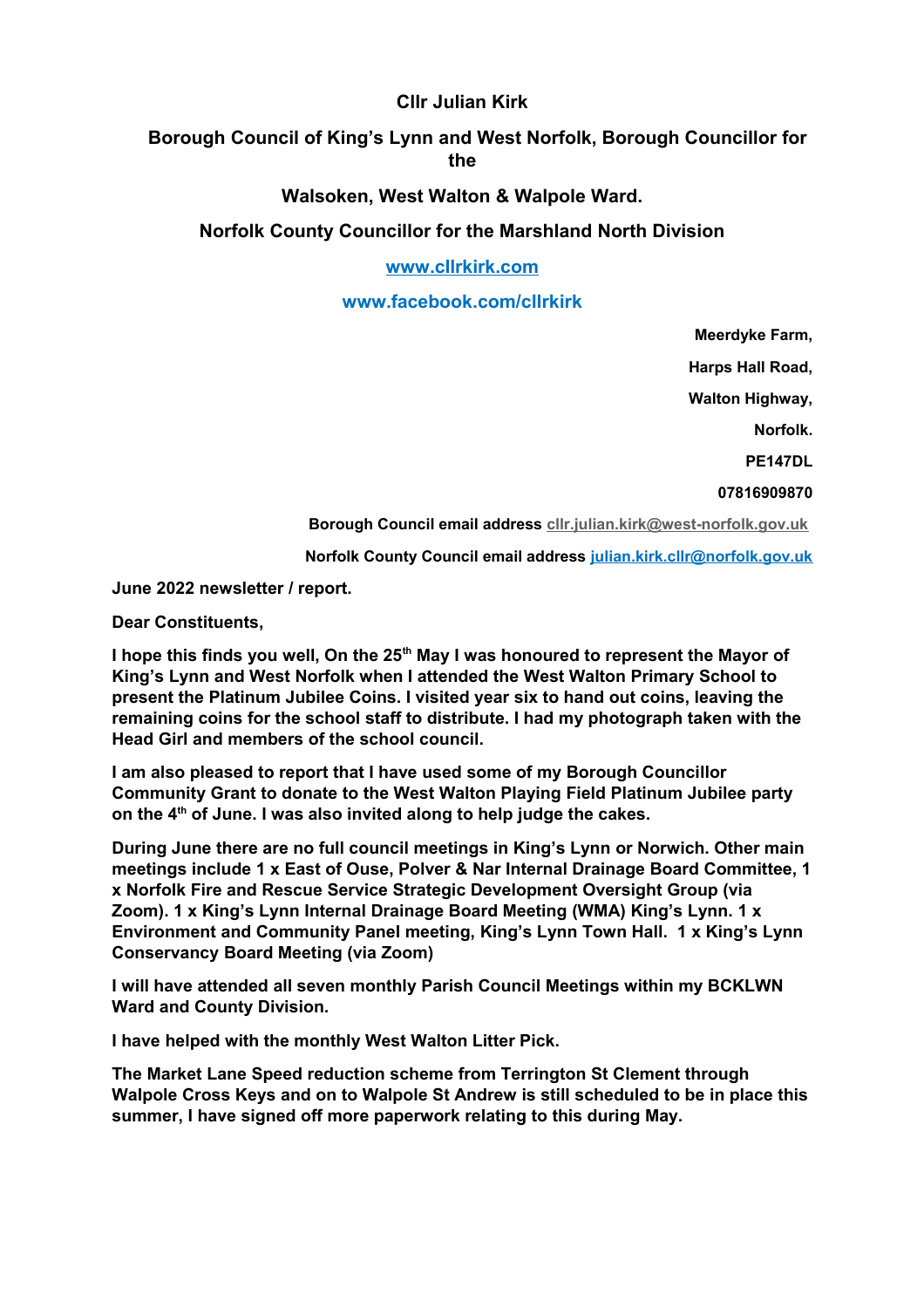**Cllr Julian Kirk**

**Borough Council of King's Lynn and West Norfolk, Borough Councillor for the**

**Walsoken, West Walton & Walpole Ward.**

**Norfolk County Councillor for the Marshland North Division**

**[www.cllrkirk.com](http://www.cllrkirk.com)**

**www.facebook.com/cllrkirk**

**Meerdyke Farm,**

**Harps Hall Road,**

**Walton Highway,**

**Norfolk.**

**PE147DL**

**07816909870**

**Borough Council email address cllr.julian.kirk@west-norfolk.gov.uk**

**Norfolk County Council email address julian.kirk.cllr@norfolk.gov.uk**

**June 2022 newsletter / report.**

**Dear Constituents,**

**I hope this finds you well, On the 25th May I was honoured to represent the Mayor of King's Lynn and West Norfolk when I attended the West Walton Primary School to present the Platinum Jubilee Coins. I visited year six to hand out coins, leaving the remaining coins for the school staff to distribute. I had my photograph taken with the Head Girl and members of the school council.**

**I am also pleased to report that I have used some of my Borough Councillor Community Grant to donate to the West Walton Playing Field Platinum Jubilee party on the 4th of June. I was also invited along to help judge the cakes.**

**During June there are no full council meetings in King's Lynn or Norwich. Other main meetings include 1 x East of Ouse, Polver & Nar Internal Drainage Board Committee, 1 x Norfolk Fire and Rescue Service Strategic Development Oversight Group (via Zoom). 1 x King's Lynn Internal Drainage Board Meeting (WMA) King's Lynn. 1 x Environment and Community Panel meeting, King's Lynn Town Hall. 1 x King's Lynn Conservancy Board Meeting (via Zoom)**

**I will have attended all seven monthly Parish Council Meetings within my BCKLWN Ward and County Division.**

**I have helped with the monthly West Walton Litter Pick.**

**The Market Lane Speed reduction scheme from Terrington St Clement through Walpole Cross Keys and on to Walpole St Andrew is still scheduled to be in place this summer, I have signed off more paperwork relating to this during May.**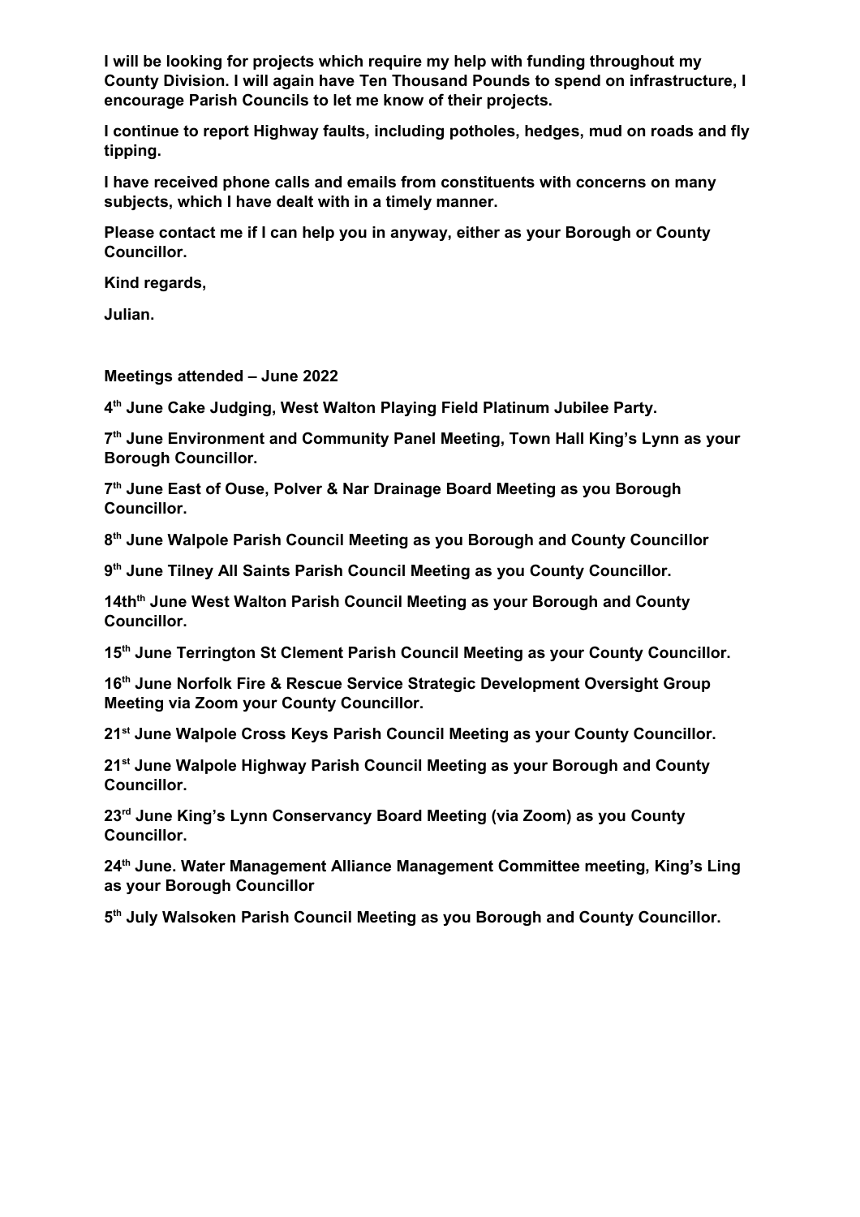**I will be looking for projects which require my help with funding throughout my County Division. I will again have Ten Thousand Pounds to spend on infrastructure, I encourage Parish Councils to let me know of their projects.**

**I continue to report Highway faults, including potholes, hedges, mud on roads and fly tipping.**

**I have received phone calls and emails from constituents with concerns on many subjects, which I have dealt with in a timely manner.**

**Please contact me if I can help you in anyway, either as your Borough or County Councillor.**

**Kind regards,**

**Julian.**

**Meetings attended – June 2022**

**4th June Cake Judging, West Walton Playing Field Platinum Jubilee Party.**

**7th June Environment and Community Panel Meeting, Town Hall King's Lynn as your Borough Councillor.**

**7th June East of Ouse, Polver & Nar Drainage Board Meeting as you Borough Councillor.**

**8th June Walpole Parish Council Meeting as you Borough and County Councillor**

**9th June Tilney All Saints Parish Council Meeting as you County Councillor.**

**14thth June West Walton Parish Council Meeting as your Borough and County Councillor.**

**15th June Terrington St Clement Parish Council Meeting as your County Councillor.**

**16th June Norfolk Fire & Rescue Service Strategic Development Oversight Group Meeting via Zoom your County Councillor.**

**21st June Walpole Cross Keys Parish Council Meeting as your County Councillor.**

**21st June Walpole Highway Parish Council Meeting as your Borough and County Councillor.**

**23rd June King's Lynn Conservancy Board Meeting (via Zoom) as you County Councillor.**

**24th June. Water Management Alliance Management Committee meeting, King's Ling as your Borough Councillor**

**5th July Walsoken Parish Council Meeting as you Borough and County Councillor.**